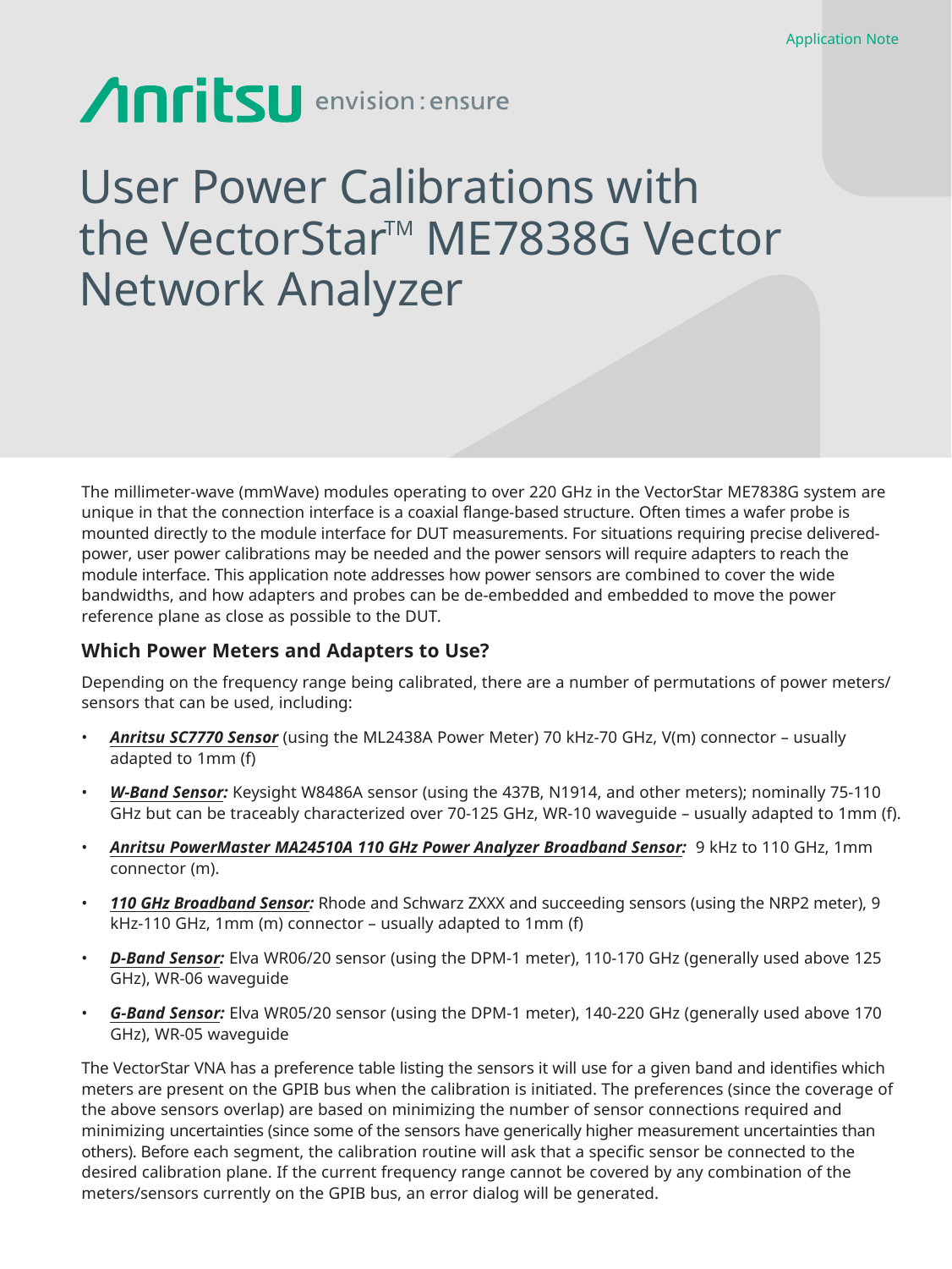Application Note

Anritsu envision : ensure

# User Power Calibrations with the VectorStar™ ME7838G Vector Network Analyzer

The millimeter-wave (mmWave) modules operating to over 220 GHz in the VectorStar ME7838G system are unique in that the connection interface is a coaxial flange-based structure. Often times a wafer probe is mounted directly to the module interface for DUT measurements. For situations requiring precise delivered-power, user power calibrations may be needed and the power sensors will require adapters to reach the module interface. This application note addresses how power sensors are combined to cover the wide bandwidths, and how adapters and probes can be de-embedded and embedded to move the power reference plane as close as possible to the DUT.

## Which Power Meters and Adapters to Use?

Depending on the frequency range being calibrated, there are a number of permutations of power meters/ sensors that can be used, including:

- ***Anritsu SC7770 Sensor*** (using the ML2438A Power Meter) 70 kHz-70 GHz, V(m) connector – usually adapted to 1mm (f)
- ***W-Band Sensor:*** Keysight W8486A sensor (using the 437B, N1914, and other meters); nominally 75-110 GHz but can be traceably characterized over 70-125 GHz, WR-10 waveguide – usually adapted to 1mm (f).
- ***Anritsu PowerMaster MA24510A 110 GHz Power Analyzer Broadband Sensor:*** 9 kHz to 110 GHz, 1mm connector (m).
- ***110 GHz Broadband Sensor:*** Rhode and Schwarz ZXXX and succeeding sensors (using the NRP2 meter), 9 kHz-110 GHz, 1mm (m) connector – usually adapted to 1mm (f)
- ***D-Band Sensor:*** Elva WR06/20 sensor (using the DPM-1 meter), 110-170 GHz (generally used above 125 GHz), WR-06 waveguide
- ***G-Band Sensor:*** Elva WR05/20 sensor (using the DPM-1 meter), 140-220 GHz (generally used above 170 GHz), WR-05 waveguide

The VectorStar VNA has a preference table listing the sensors it will use for a given band and identifies which meters are present on the GPIB bus when the calibration is initiated. The preferences (since the coverage of the above sensors overlap) are based on minimizing the number of sensor connections required and minimizing uncertainties (since some of the sensors have generically higher measurement uncertainties than others). Before each segment, the calibration routine will ask that a specific sensor be connected to the desired calibration plane. If the current frequency range cannot be covered by any combination of the meters/sensors currently on the GPIB bus, an error dialog will be generated.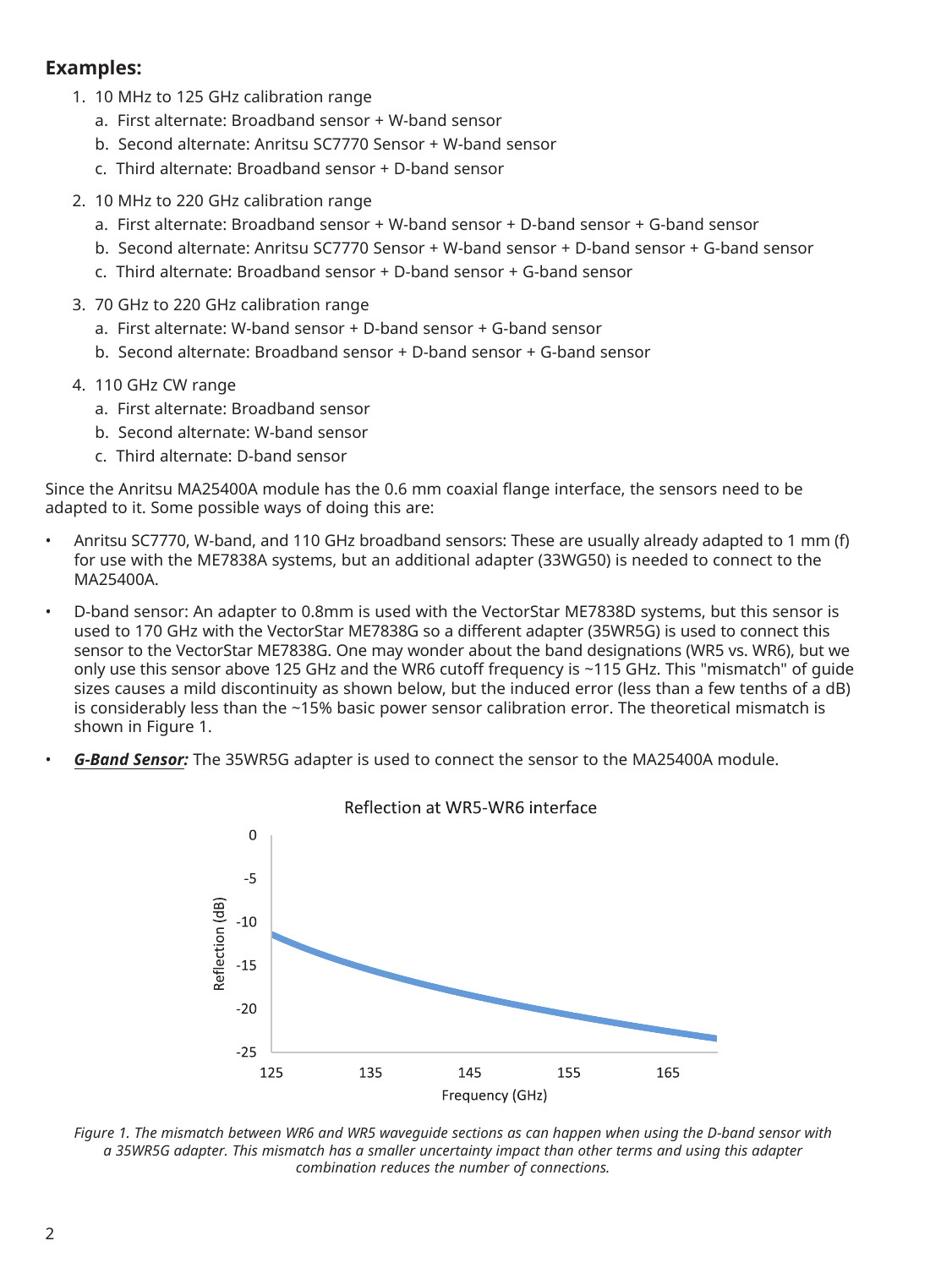## Examples:

1. 10 MHz to 125 GHz calibration range
    a. First alternate: Broadband sensor + W-band sensor
    b. Second alternate: Anritsu SC7770 Sensor + W-band sensor
    c. Third alternate: Broadband sensor + D-band sensor
2. 10 MHz to 220 GHz calibration range
    a. First alternate: Broadband sensor + W-band sensor + D-band sensor + G-band sensor
    b. Second alternate: Anritsu SC7770 Sensor + W-band sensor + D-band sensor + G-band sensor
    c. Third alternate: Broadband sensor + D-band sensor + G-band sensor
3. 70 GHz to 220 GHz calibration range
    a. First alternate: W-band sensor + D-band sensor + G-band sensor
    b. Second alternate: Broadband sensor + D-band sensor + G-band sensor
4. 110 GHz CW range
    a. First alternate: Broadband sensor
    b. Second alternate: W-band sensor
    c. Third alternate: D-band sensor

Since the Anritsu MA25400A module has the 0.6 mm coaxial flange interface, the sensors need to be adapted to it. Some possible ways of doing this are:

- Anritsu SC7770, W-band, and 110 GHz broadband sensors: These are usually already adapted to 1 mm (f) for use with the ME7838A systems, but an additional adapter (33WG50) is needed to connect to the MA25400A.
- D-band sensor: An adapter to 0.8mm is used with the VectorStar ME7838D systems, but this sensor is used to 170 GHz with the VectorStar ME7838G so a different adapter (35WR5G) is used to connect this sensor to the VectorStar ME7838G. One may wonder about the band designations (WR5 vs. WR6), but we only use this sensor above 125 GHz and the WR6 cutoff frequency is ~115 GHz. This "mismatch" of guide sizes causes a mild discontinuity as shown below, but the induced error (less than a few tenths of a dB) is considerably less than the ~15% basic power sensor calibration error. The theoretical mismatch is shown in Figure 1.
- ***G-Band Sensor:*** The 35WR5G adapter is used to connect the sensor to the MA25400A module.

Reflection at WR5-WR6 interface

Reflection (dB)

0
-5
-10
-15
-20
-25

125
135
145
155
165

Frequency (GHz)

*Figure 1. The mismatch between WR6 and WR5 waveguide sections as can happen when using the D-band sensor with a 35WR5G adapter. This mismatch has a smaller uncertainty impact than other terms and using this adapter combination reduces the number of connections.*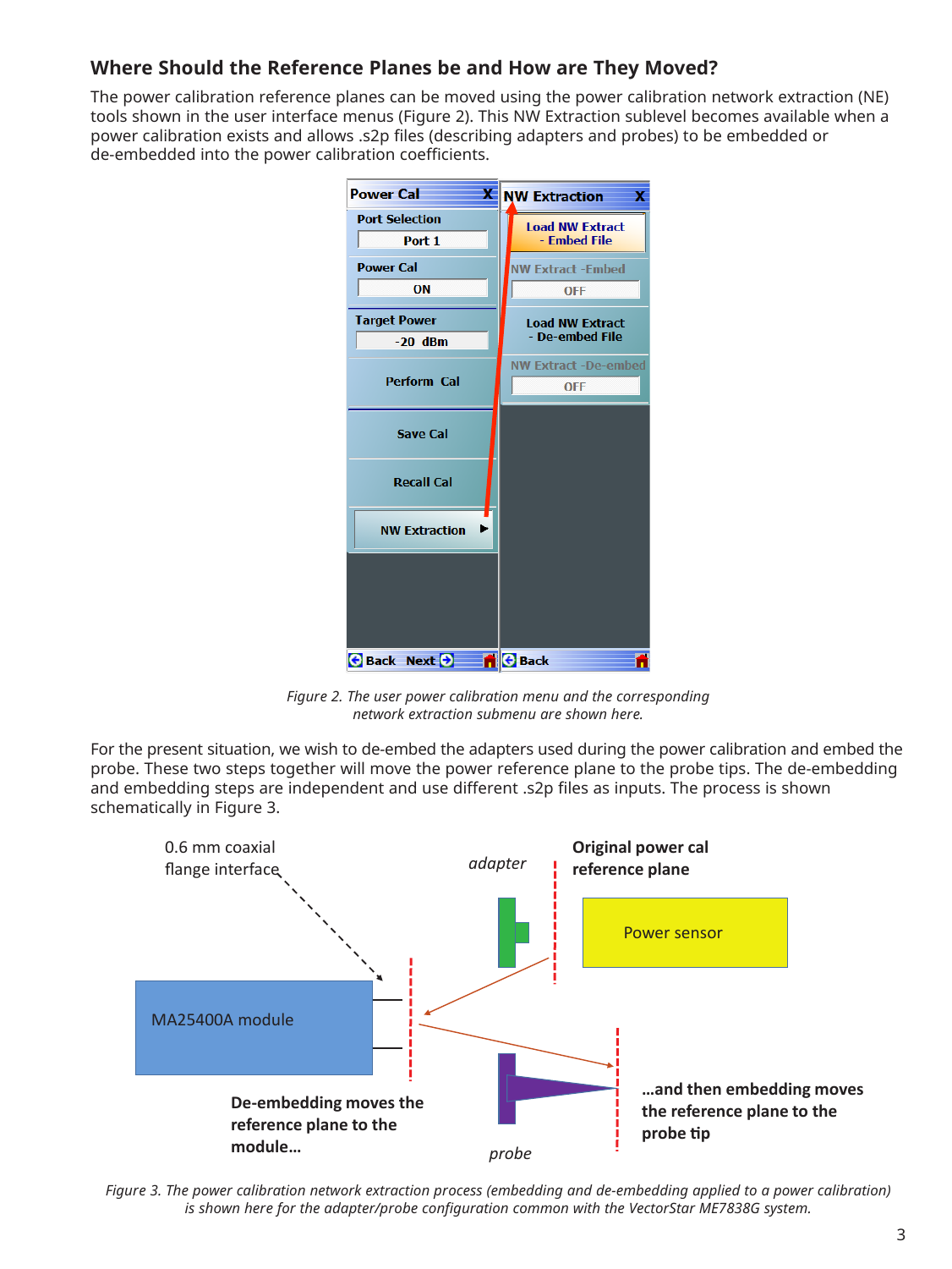## Where Should the Reference Planes be and How are They Moved?

The power calibration reference planes can be moved using the power calibration network extraction (NE) tools shown in the user interface menus (Figure 2). This NW Extraction sublevel becomes available when a power calibration exists and allows .s2p files (describing adapters and probes) to be embedded or de-embedded into the power calibration coefficients.

Power Cal
Port Selection
Port 1
Power Cal
ON
Target Power
-20 dBm
Perform Cal
Save Cal
Recall Cal
NW Extraction
Back Next

NW Extraction
Load NW Extract - Embed File
NW Extract -Embed
OFF
Load NW Extract - De-embed File
NW Extract -De-embed
OFF
Back

*Figure 2. The user power calibration menu and the corresponding network extraction submenu are shown here.*

For the present situation, we wish to de-embed the adapters used during the power calibration and embed the probe. These two steps together will move the power reference plane to the probe tips. The de-embedding and embedding steps are independent and use different .s2p files as inputs. The process is shown schematically in Figure 3.

0.6 mm coaxial flange interface
adapter
**Original power cal reference plane**
Power sensor
MA25400A module
**De-embedding moves the reference plane to the module...**
probe
**...and then embedding moves the reference plane to the probe tip**

*Figure 3. The power calibration network extraction process (embedding and de-embedding applied to a power calibration) is shown here for the adapter/probe configuration common with the VectorStar ME7838G system.*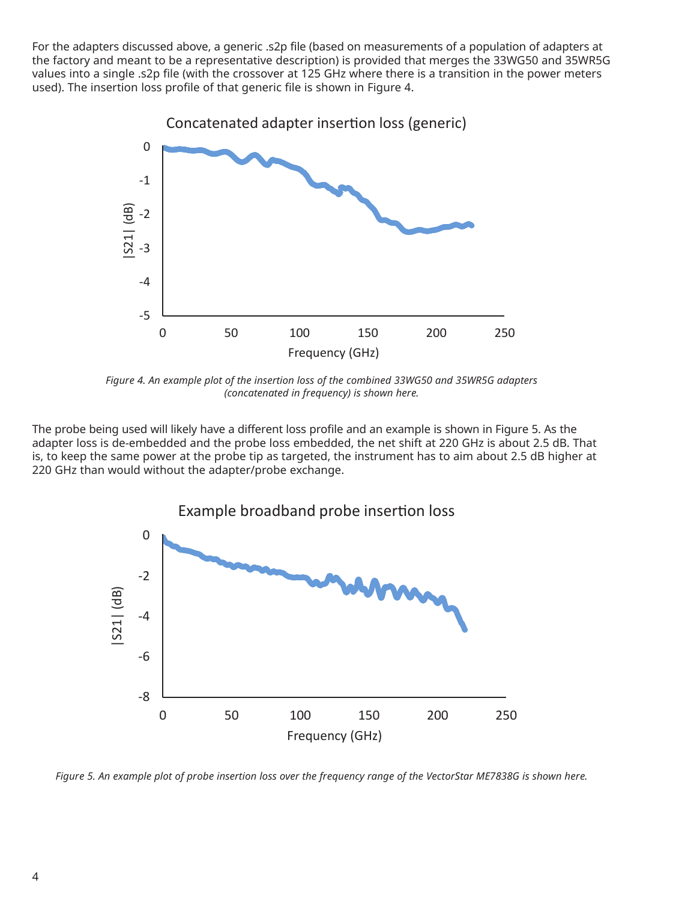For the adapters discussed above, a generic .s2p file (based on measurements of a population of adapters at the factory and meant to be a representative description) is provided that merges the 33WG50 and 35WR5G values into a single .s2p file (with the crossover at 125 GHz where there is a transition in the power meters used). The insertion loss profile of that generic file is shown in Figure 4.

Concatenated adapter insertion loss (generic)

|S21| (dB)

0
-1
-2
-3
-4
-5

0
50
100
150
200
250

Frequency (GHz)

*Figure 4. An example plot of the insertion loss of the combined 33WG50 and 35WR5G adapters (concatenated in frequency) is shown here.*

The probe being used will likely have a different loss profile and an example is shown in Figure 5. As the adapter loss is de-embedded and the probe loss embedded, the net shift at 220 GHz is about 2.5 dB. That is, to keep the same power at the probe tip as targeted, the instrument has to aim about 2.5 dB higher at 220 GHz than would without the adapter/probe exchange.

Example broadband probe insertion loss

|S21| (dB)

0
-2
-4
-6
-8

0
50
100
150
200
250

Frequency (GHz)

*Figure 5. An example plot of probe insertion loss over the frequency range of the VectorStar ME7838G is shown here.*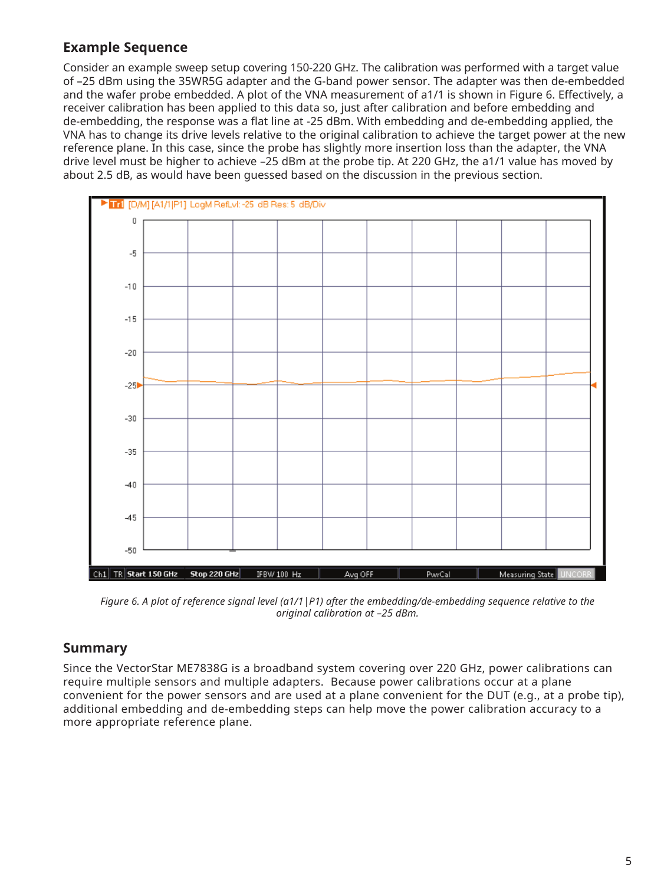## Example Sequence

Consider an example sweep setup covering 150-220 GHz. The calibration was performed with a target value of –25 dBm using the 35WR5G adapter and the G-band power sensor. The adapter was then de-embedded and the wafer probe embedded. A plot of the VNA measurement of a1/1 is shown in Figure 6. Effectively, a receiver calibration has been applied to this data so, just after calibration and before embedding and de-embedding, the response was a flat line at -25 dBm. With embedding and de-embedding applied, the VNA has to change its drive levels relative to the original calibration to achieve the target power at the new reference plane. In this case, since the probe has slightly more insertion loss than the adapter, the VNA drive level must be higher to achieve –25 dBm at the probe tip. At 220 GHz, the a1/1 value has moved by about 2.5 dB, as would have been guessed based on the discussion in the previous section.

Tr1 [D/M] [A1/1|P1] LogM RefLvl: -25 dB Res: 5 dB/Div

0
-5
-10
-15
-20
-25
-30
-35
-40
-45
-50

Ch1 TR Start 150 GHz Stop 220 GHz IFBW 100 Hz Avg OFF PwrCal Measuring State UNCORR

*Figure 6. A plot of reference signal level (a1/1|P1) after the embedding/de-embedding sequence relative to the original calibration at –25 dBm.*

## Summary

Since the VectorStar ME7838G is a broadband system covering over 220 GHz, power calibrations can require multiple sensors and multiple adapters. Because power calibrations occur at a plane convenient for the power sensors and are used at a plane convenient for the DUT (e.g., at a probe tip), additional embedding and de-embedding steps can help move the power calibration accuracy to a more appropriate reference plane.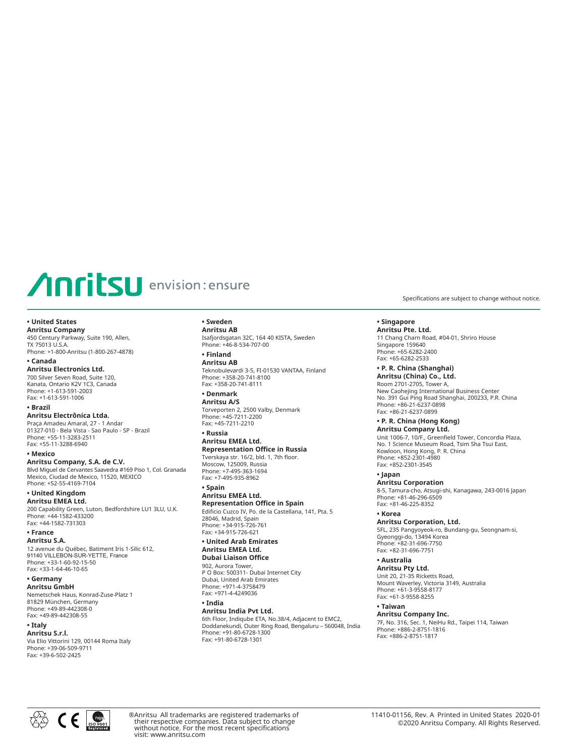Anritsu envision : ensure

Specifications are subject to change without notice.

**• United States**
**Anritsu Company**
450 Century Parkway, Suite 190, Allen,
TX 75013 U.S.A.
Phone: +1-800-Anritsu (1-800-267-4878)

**• Canada**
**Anritsu Electronics Ltd.**
700 Silver Seven Road, Suite 120,
Kanata, Ontario K2V 1C3, Canada
Phone: +1-613-591-2003
Fax: +1-613-591-1006

**• Brazil**
**Anritsu Electrônica Ltda.**
Praça Amadeu Amaral, 27 - 1 Andar
01327-010 - Bela Vista - Sao Paulo - SP - Brazil
Phone: +55-11-3283-2511
Fax: +55-11-3288-6940

**• Mexico**
**Anritsu Company, S.A. de C.V.**
Blvd Miguel de Cervantes Saavedra #169 Piso 1, Col. Granada
Mexico, Ciudad de Mexico, 11520, MEXICO
Phone: +52-55-4169-7104

**• United Kingdom**
**Anritsu EMEA Ltd.**
200 Capability Green, Luton, Bedfordshire LU1 3LU, U.K.
Phone: +44-1582-433200
Fax: +44-1582-731303

**• France**
**Anritsu S.A.**
12 avenue du Québec, Batiment Iris 1-Silic 612,
91140 VILLEBON-SUR-YETTE, France
Phone: +33-1-60-92-15-50
Fax: +33-1-64-46-10-65

**• Germany**
**Anritsu GmbH**
Nemetschek Haus, Konrad-Zuse-Platz 1
81829 München, Germany
Phone: +49-89-442308-0
Fax: +49-89-442308-55

**• Italy**
**Anritsu S.r.l.**
Via Elio Vittorini 129, 00144 Roma Italy
Phone: +39-06-509-9711
Fax: +39-6-502-2425

**• Sweden**
**Anritsu AB**
Isafjordsgatan 32C, 164 40 KISTA, Sweden
Phone: +46-8-534-707-00

**• Finland**
**Anritsu AB**
Teknobulevardi 3-5, FI-01530 VANTAA, Finland
Phone: +358-20-741-8100
Fax: +358-20-741-8111

**• Denmark**
**Anritsu A/S**
Torveporten 2, 2500 Valby, Denmark
Phone: +45-7211-2200
Fax: +45-7211-2210

**• Russia**
**Anritsu EMEA Ltd.**
**Representation Office in Russia**
Tverskaya str. 16/2, bld. 1, 7th floor.
Moscow, 125009, Russia
Phone: +7-495-363-1694
Fax: +7-495-935-8962

**• Spain**
**Anritsu EMEA Ltd.**
**Representation Office in Spain**
Edificio Cuzco IV, Po. de la Castellana, 141, Pta. 5
28046, Madrid, Spain
Phone: +34-915-726-761
Fax: +34-915-726-621

**• United Arab Emirates**
**Anritsu EMEA Ltd.**
**Dubai Liaison Office**
902, Aurora Tower,
P O Box: 500311- Dubai Internet City
Dubai, United Arab Emirates
Phone: +971-4-3758479
Fax: +971-4-4249036

**• India**
**Anritsu India Pvt Ltd.**
6th Floor, Indiqube ETA, No.38/4, Adjacent to EMC2,
Doddanekundi, Outer Ring Road, Bengaluru – 560048, India
Phone: +91-80-6728-1300
Fax: +91-80-6728-1301

**• Singapore**
**Anritsu Pte. Ltd.**
11 Chang Charn Road, #04-01, Shriro House
Singapore 159640
Phone: +65-6282-2400
Fax: +65-6282-2533

**• P. R. China (Shanghai)**
**Anritsu (China) Co., Ltd.**
Room 2701-2705, Tower A,
New Caohejing International Business Center
No. 391 Gui Ping Road Shanghai, 200233, P.R. China
Phone: +86-21-6237-0898
Fax: +86-21-6237-0899

**• P. R. China (Hong Kong)**
**Anritsu Company Ltd.**
Unit 1006-7, 10/F., Greenfield Tower, Concordia Plaza,
No. 1 Science Museum Road, Tsim Sha Tsui East,
Kowloon, Hong Kong, P. R. China
Phone: +852-2301-4980
Fax: +852-2301-3545

**• Japan**
**Anritsu Corporation**
8-5, Tamura-cho, Atsugi-shi, Kanagawa, 243-0016 Japan
Phone: +81-46-296-6509
Fax: +81-46-225-8352

**• Korea**
**Anritsu Corporation, Ltd.**
5FL, 235 Pangyoyeok-ro, Bundang-gu, Seongnam-si,
Gyeonggi-do, 13494 Korea
Phone: +82-31-696-7750
Fax: +82-31-696-7751

**• Australia**
**Anritsu Pty Ltd.**
Unit 20, 21-35 Ricketts Road,
Mount Waverley, Victoria 3149, Australia
Phone: +61-3-9558-8177
Fax: +61-3-9558-8255

**• Taiwan**
**Anritsu Company Inc.**
7F, No. 316, Sec. 1, NeiHu Rd., Taipei 114, Taiwan
Phone: +886-2-8751-1816
Fax: +886-2-8751-1817

®Anritsu All trademarks are registered trademarks of their respective companies. Data subject to change without notice. For the most recent specifications visit: www.anritsu.com

11410-01156, Rev. A Printed in United States 2020-01
©2020 Anritsu Company. All Rights Reserved.